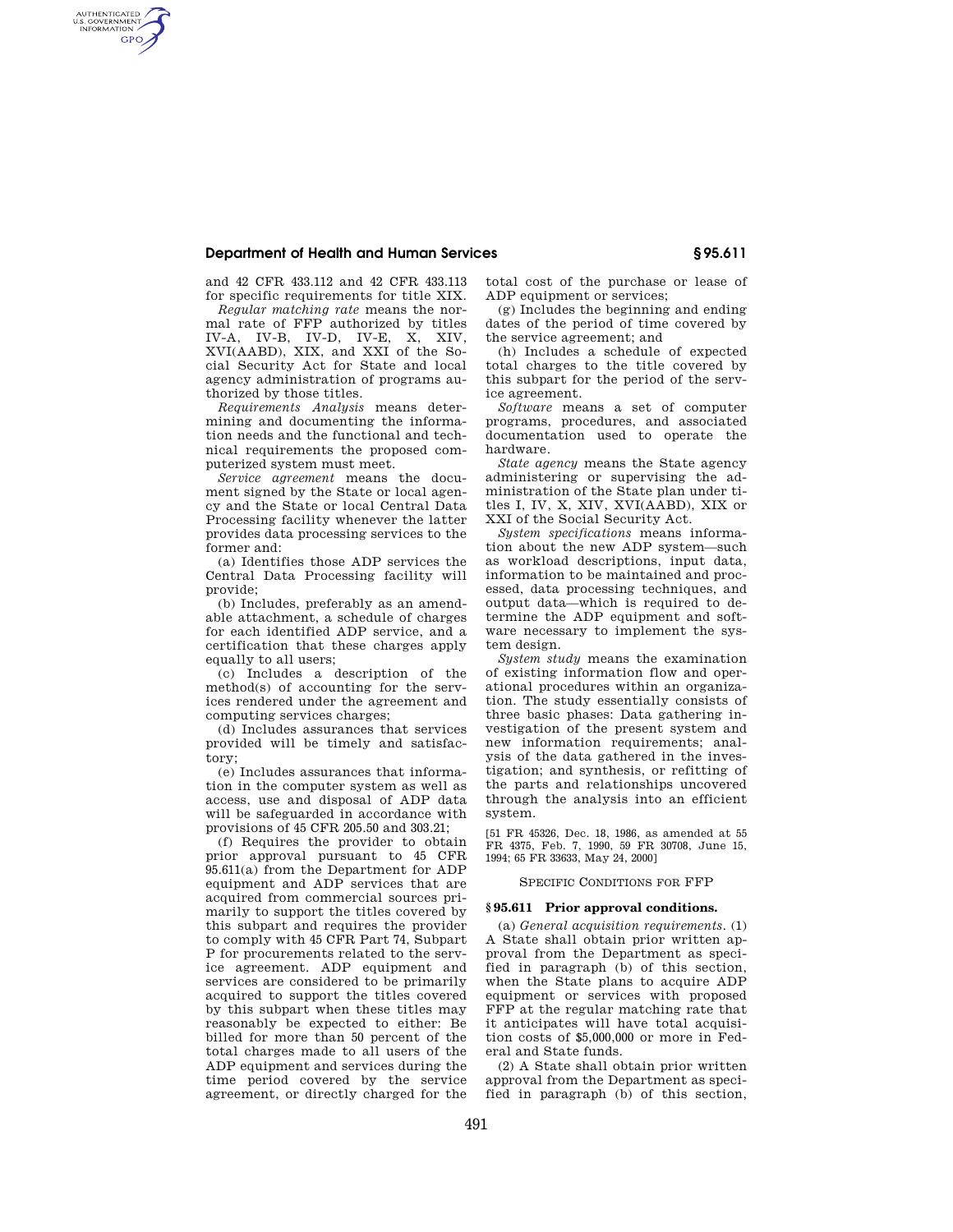and 42 CFR 433.112 and 42 CFR 433.113 for specific requirements for title XIX.

*Regular matching rate* means the normal rate of FFP authorized by titles IV-A, IV-B, IV-D, IV-E, X, XIV, XVI(AABD), XIX, and XXI of the Social Security Act for State and local agency administration of programs authorized by those titles.

*Requirements Analysis* means determining and documenting the information needs and the functional and technical requirements the proposed computerized system must meet.

*Service agreement* means the document signed by the State or local agency and the State or local Central Data Processing facility whenever the latter provides data processing services to the former and:

(a) Identifies those ADP services the Central Data Processing facility will provide;

(b) Includes, preferably as an amendable attachment, a schedule of charges for each identified ADP service, and a certification that these charges apply equally to all users;

(c) Includes a description of the method(s) of accounting for the services rendered under the agreement and computing services charges;

(d) Includes assurances that services provided will be timely and satisfactory;

(e) Includes assurances that information in the computer system as well as access, use and disposal of ADP data will be safeguarded in accordance with provisions of 45 CFR 205.50 and 303.21;

(f) Requires the provider to obtain prior approval pursuant to 45 CFR 95.611(a) from the Department for ADP equipment and ADP services that are acquired from commercial sources primarily to support the titles covered by this subpart and requires the provider to comply with 45 CFR Part 74, Subpart P for procurements related to the service agreement. ADP equipment and services are considered to be primarily acquired to support the titles covered by this subpart when these titles may reasonably be expected to either: Be billed for more than 50 percent of the total charges made to all users of the ADP equipment and services during the time period covered by the service agreement, or directly charged for the total cost of the purchase or lease of ADP equipment or services;

(g) Includes the beginning and ending dates of the period of time covered by the service agreement; and

(h) Includes a schedule of expected total charges to the title covered by this subpart for the period of the service agreement.

*Software* means a set of computer programs, procedures, and associated documentation used to operate the hardware.

*State agency* means the State agency administering or supervising the administration of the State plan under titles I, IV, X, XIV, XVI(AABD), XIX or XXI of the Social Security Act.

*System specifications* means information about the new ADP system—such as workload descriptions, input data, information to be maintained and processed, data processing techniques, and output data—which is required to determine the ADP equipment and software necessary to implement the system design.

*System study* means the examination of existing information flow and operational procedures within an organization. The study essentially consists of three basic phases: Data gathering investigation of the present system and new information requirements; analysis of the data gathered in the investigation; and synthesis, or refitting of the parts and relationships uncovered through the analysis into an efficient system.

[51 FR 45326, Dec. 18, 1986, as amended at 55 FR 4375, Feb. 7, 1990, 59 FR 30708, June 15, 1994; 65 FR 33633, May 24, 2000]

SPECIFIC CONDITIONS FOR FFP

## § 95.611 Prior approval conditions.

(a) *General acquisition requirements.* (1) A State shall obtain prior written approval from the Department as specified in paragraph (b) of this section, when the State plans to acquire ADP equipment or services with proposed FFP at the regular matching rate that it anticipates will have total acquisition costs of $5,000,000 or more in Federal and State funds.

(2) A State shall obtain prior written approval from the Department as specified in paragraph (b) of this section,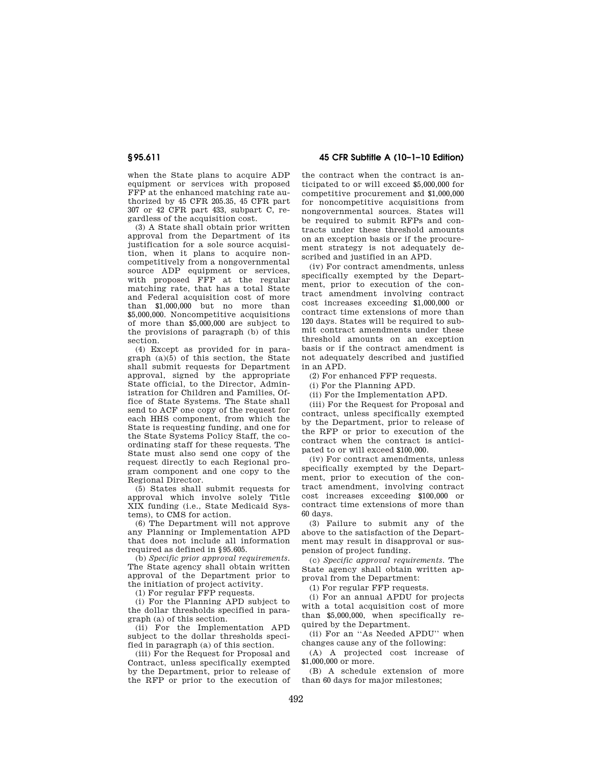when the State plans to acquire ADP equipment or services with proposed FFP at the enhanced matching rate authorized by 45 CFR 205.35, 45 CFR part 307 or 42 CFR part 433, subpart C, regardless of the acquisition cost.

(3) A State shall obtain prior written approval from the Department of its justification for a sole source acquisition, when it plans to acquire noncompetitively from a nongovernmental source ADP equipment or services, with proposed FFP at the regular matching rate, that has a total State and Federal acquisition cost of more than $1,000,000 but no more than $5,000,000. Noncompetitive acquisitions of more than $5,000,000 are subject to the provisions of paragraph (b) of this section.

(4) Except as provided for in paragraph (a)(5) of this section, the State shall submit requests for Department approval, signed by the appropriate State official, to the Director, Administration for Children and Families, Office of State Systems. The State shall send to ACF one copy of the request for each HHS component, from which the State is requesting funding, and one for the State Systems Policy Staff, the coordinating staff for these requests. The State must also send one copy of the request directly to each Regional program component and one copy to the Regional Director.

(5) States shall submit requests for approval which involve solely Title XIX funding (i.e., State Medicaid Systems), to CMS for action.

(6) The Department will not approve any Planning or Implementation APD that does not include all information required as defined in §95.605.

(b) *Specific prior approval requirements.* The State agency shall obtain written approval of the Department prior to the initiation of project activity.

(1) For regular FFP requests.

(i) For the Planning APD subject to the dollar thresholds specified in paragraph (a) of this section.

(ii) For the Implementation APD subject to the dollar thresholds specified in paragraph (a) of this section.

(iii) For the Request for Proposal and Contract, unless specifically exempted by the Department, prior to release of the RFP or prior to the execution of the contract when the contract is anticipated to or will exceed $5,000,000 for competitive procurement and $1,000,000 for noncompetitive acquisitions from nongovernmental sources. States will be required to submit RFPs and contracts under these threshold amounts on an exception basis or if the procurement strategy is not adequately described and justified in an APD.

(iv) For contract amendments, unless specifically exempted by the Department, prior to execution of the contract amendment involving contract cost increases exceeding $1,000,000 or contract time extensions of more than 120 days. States will be required to submit contract amendments under these threshold amounts on an exception basis or if the contract amendment is not adequately described and justified in an APD.

(2) For enhanced FFP requests.

(i) For the Planning APD.

(ii) For the Implementation APD.

(iii) For the Request for Proposal and contract, unless specifically exempted by the Department, prior to release of the RFP or prior to execution of the contract when the contract is anticipated to or will exceed $100,000.

(iv) For contract amendments, unless specifically exempted by the Department, prior to execution of the contract amendment, involving contract cost increases exceeding $100,000 or contract time extensions of more than 60 days.

(3) Failure to submit any of the above to the satisfaction of the Department may result in disapproval or suspension of project funding.

(c) *Specific approval requirements.* The State agency shall obtain written approval from the Department:

(1) For regular FFP requests.

(i) For an annual APDU for projects with a total acquisition cost of more than $5,000,000, when specifically required by the Department.

(ii) For an ''As Needed APDU'' when changes cause any of the following:

(A) A projected cost increase of $1,000,000 or more.

(B) A schedule extension of more than 60 days for major milestones;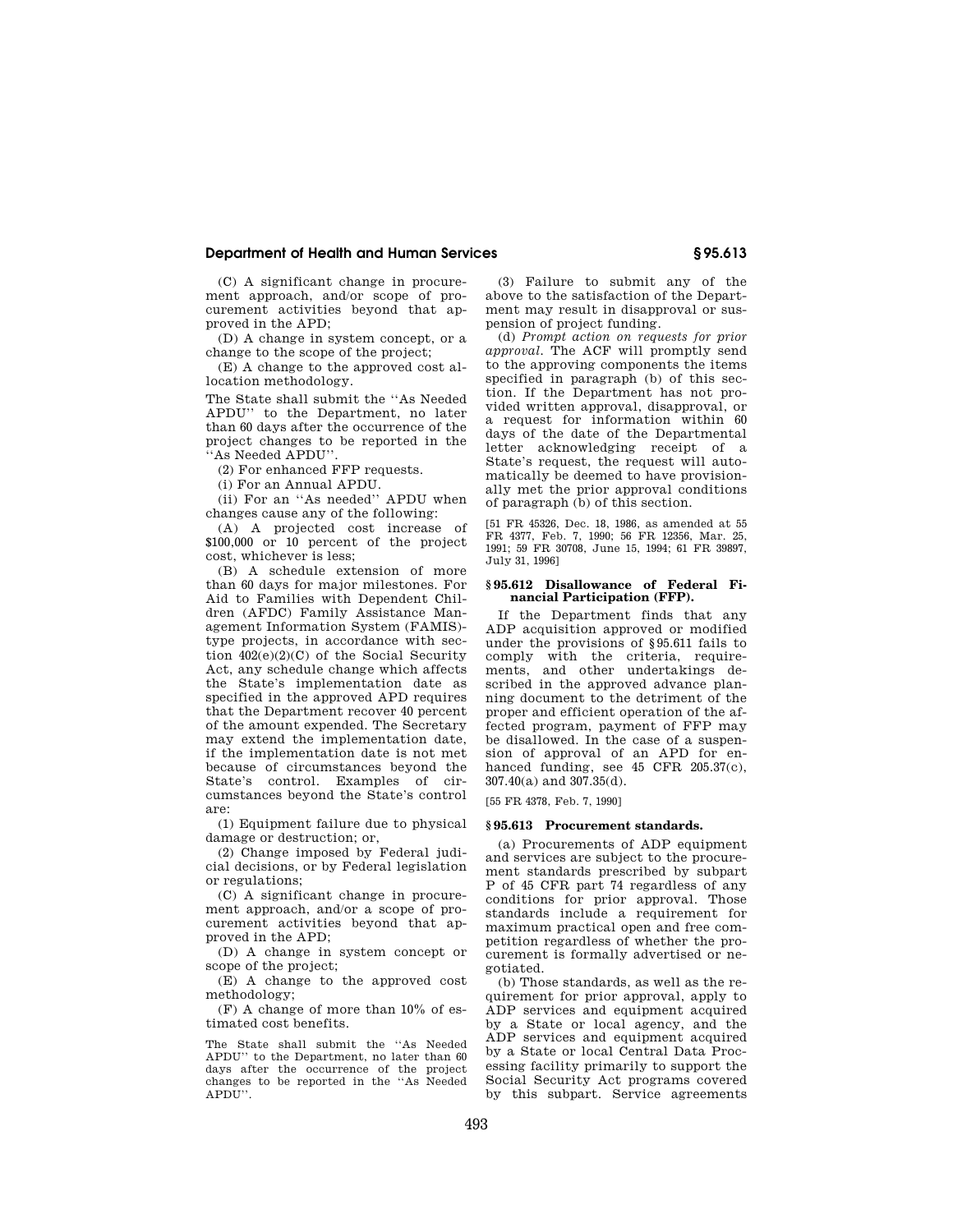(C) A significant change in procurement approach, and/or scope of procurement activities beyond that approved in the APD;

(D) A change in system concept, or a change to the scope of the project;

(E) A change to the approved cost allocation methodology.

The State shall submit the ''As Needed APDU'' to the Department, no later than 60 days after the occurrence of the project changes to be reported in the ''As Needed APDU''.

(2) For enhanced FFP requests.

(i) For an Annual APDU.

(ii) For an ''As needed'' APDU when changes cause any of the following:

(A) A projected cost increase of $100,000 or 10 percent of the project cost, whichever is less;

(B) A schedule extension of more than 60 days for major milestones. For Aid to Families with Dependent Children (AFDC) Family Assistance Management Information System (FAMIS)-type projects, in accordance with section 402(e)(2)(C) of the Social Security Act, any schedule change which affects the State's implementation date as specified in the approved APD requires that the Department recover 40 percent of the amount expended. The Secretary may extend the implementation date, if the implementation date is not met because of circumstances beyond the State's control. Examples of circumstances beyond the State's control are:

(*1*) Equipment failure due to physical damage or destruction; or,

(*2*) Change imposed by Federal judicial decisions, or by Federal legislation or regulations;

(C) A significant change in procurement approach, and/or a scope of procurement activities beyond that approved in the APD;

(D) A change in system concept or scope of the project;

(E) A change to the approved cost methodology;

(F) A change of more than 10% of estimated cost benefits.

The State shall submit the ''As Needed APDU'' to the Department, no later than 60 days after the occurrence of the project changes to be reported in the ''As Needed APDU''.

(3) Failure to submit any of the above to the satisfaction of the Department may result in disapproval or suspension of project funding.

(d) *Prompt action on requests for prior approval.* The ACF will promptly send to the approving components the items specified in paragraph (b) of this section. If the Department has not provided written approval, disapproval, or a request for information within 60 days of the date of the Departmental letter acknowledging receipt of a State's request, the request will automatically be deemed to have provisionally met the prior approval conditions of paragraph (b) of this section.

[51 FR 45326, Dec. 18, 1986, as amended at 55 FR 4377, Feb. 7, 1990; 56 FR 12356, Mar. 25, 1991; 59 FR 30708, June 15, 1994; 61 FR 39897, July 31, 1996]

### § 95.612 Disallowance of Federal Financial Participation (FFP).

If the Department finds that any ADP acquisition approved or modified under the provisions of § 95.611 fails to comply with the criteria, requirements, and other undertakings described in the approved advance planning document to the detriment of the proper and efficient operation of the affected program, payment of FFP may be disallowed. In the case of a suspension of approval of an APD for enhanced funding, see 45 CFR 205.37(c), 307.40(a) and 307.35(d).

[55 FR 4378, Feb. 7, 1990]

### § 95.613 Procurement standards.

(a) Procurements of ADP equipment and services are subject to the procurement standards prescribed by subpart P of 45 CFR part 74 regardless of any conditions for prior approval. Those standards include a requirement for maximum practical open and free competition regardless of whether the procurement is formally advertised or negotiated.

(b) Those standards, as well as the requirement for prior approval, apply to ADP services and equipment acquired by a State or local agency, and the ADP services and equipment acquired by a State or local Central Data Processing facility primarily to support the Social Security Act programs covered by this subpart. Service agreements